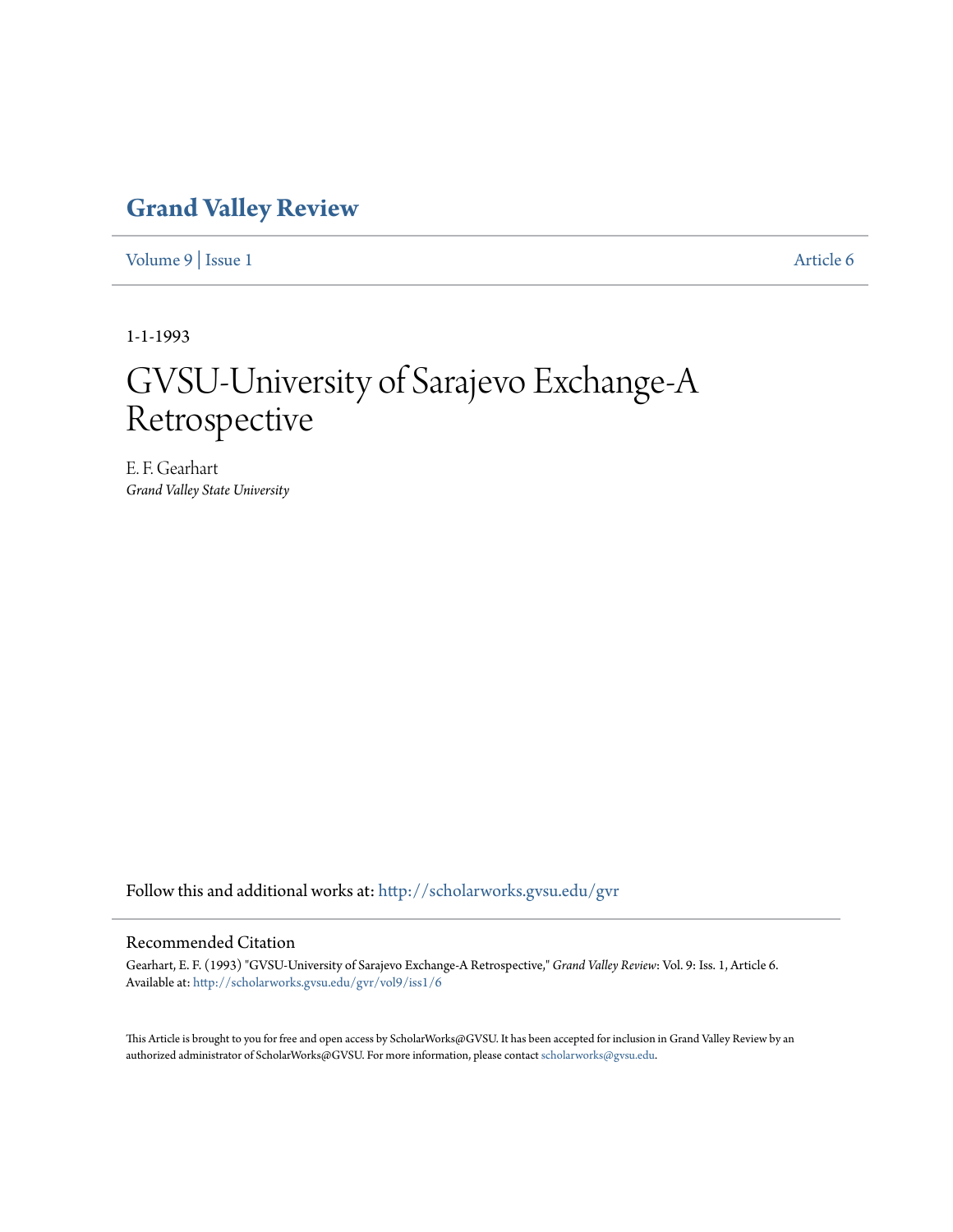# Grand Valley Review

Volume 9 | Issue 1 Article 6

1-1-1993

# GVSU-University of Sarajevo Exchange-A Retrospective

E. F. Gearhart
*Grand Valley State University*

Follow this and additional works at: http://scholarworks.gvsu.edu/gvr

## Recommended Citation

Gearhart, E. F. (1993) "GVSU-University of Sarajevo Exchange-A Retrospective," *Grand Valley Review*: Vol. 9: Iss. 1, Article 6.
Available at: http://scholarworks.gvsu.edu/gvr/vol9/iss1/6

This Article is brought to you for free and open access by ScholarWorks@GVSU. It has been accepted for inclusion in Grand Valley Review by an authorized administrator of ScholarWorks@GVSU. For more information, please contact scholarworks@gvsu.edu.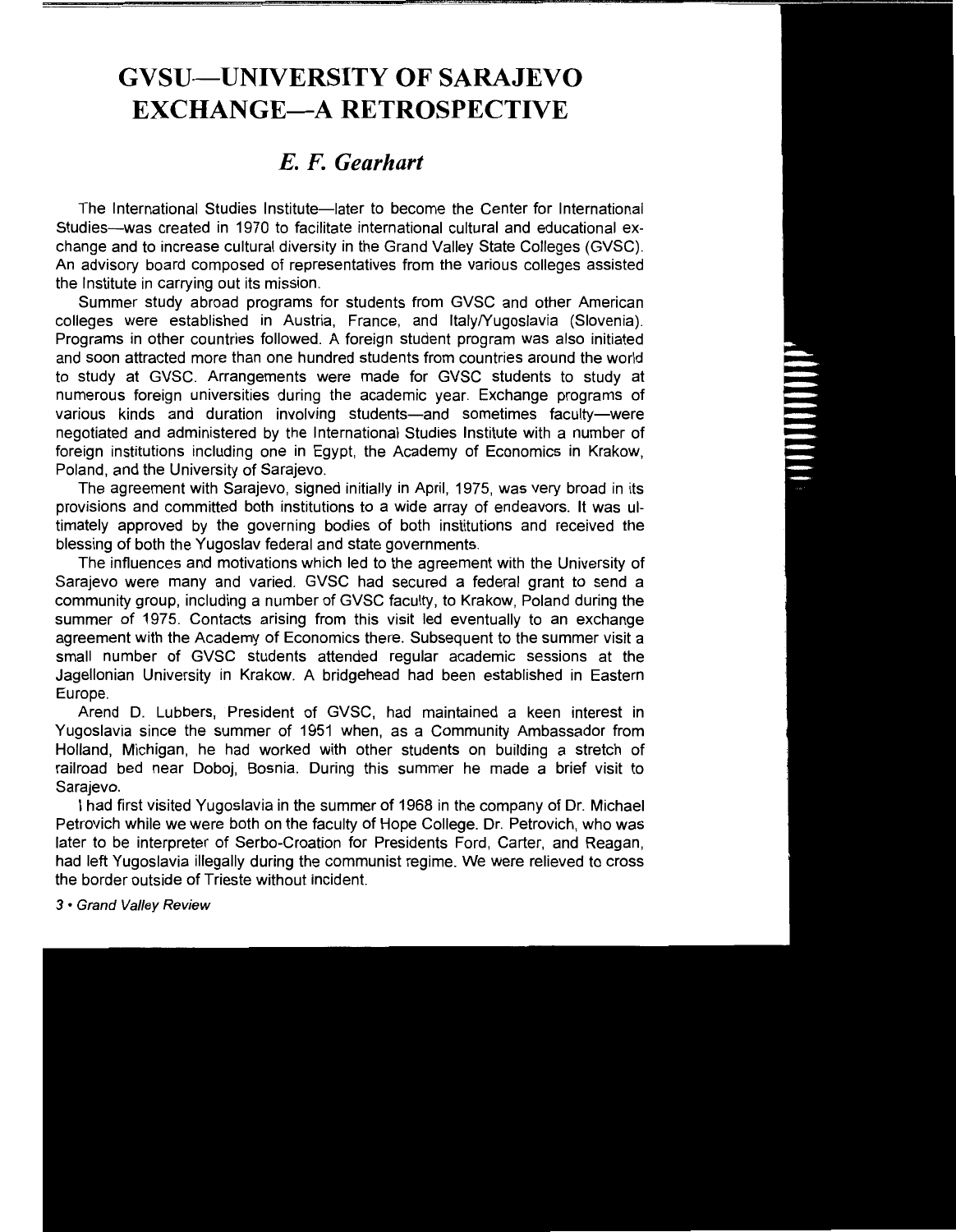# GVSU—UNIVERSITY OF SARAJEVO EXCHANGE—A RETROSPECTIVE

## *E. F. Gearhart*

The International Studies Institute—later to become the Center for International Studies—was created in 1970 to facilitate international cultural and educational exchange and to increase cultural diversity in the Grand Valley State Colleges (GVSC). An advisory board composed of representatives from the various colleges assisted the Institute in carrying out its mission.

Summer study abroad programs for students from GVSC and other American colleges were established in Austria, France, and Italy/Yugoslavia (Slovenia). Programs in other countries followed. A foreign student program was also initiated and soon attracted more than one hundred students from countries around the world to study at GVSC. Arrangements were made for GVSC students to study at numerous foreign universities during the academic year. Exchange programs of various kinds and duration involving students—and sometimes faculty—were negotiated and administered by the International Studies Institute with a number of foreign institutions including one in Egypt, the Academy of Economics in Krakow, Poland, and the University of Sarajevo.

The agreement with Sarajevo, signed initially in April, 1975, was very broad in its provisions and committed both institutions to a wide array of endeavors. It was ultimately approved by the governing bodies of both institutions and received the blessing of both the Yugoslav federal and state governments.

The influences and motivations which led to the agreement with the University of Sarajevo were many and varied. GVSC had secured a federal grant to send a community group, including a number of GVSC faculty, to Krakow, Poland during the summer of 1975. Contacts arising from this visit led eventually to an exchange agreement with the Academy of Economics there. Subsequent to the summer visit a small number of GVSC students attended regular academic sessions at the Jagellonian University in Krakow. A bridgehead had been established in Eastern Europe.

Arend D. Lubbers, President of GVSC, had maintained a keen interest in Yugoslavia since the summer of 1951 when, as a Community Ambassador from Holland, Michigan, he had worked with other students on building a stretch of railroad bed near Doboj, Bosnia. During this summer he made a brief visit to Sarajevo.

I had first visited Yugoslavia in the summer of 1968 in the company of Dr. Michael Petrovich while we were both on the faculty of Hope College. Dr. Petrovich, who was later to be interpreter of Serbo-Croation for Presidents Ford, Carter, and Reagan, had left Yugoslavia illegally during the communist regime. We were relieved to cross the border outside of Trieste without incident.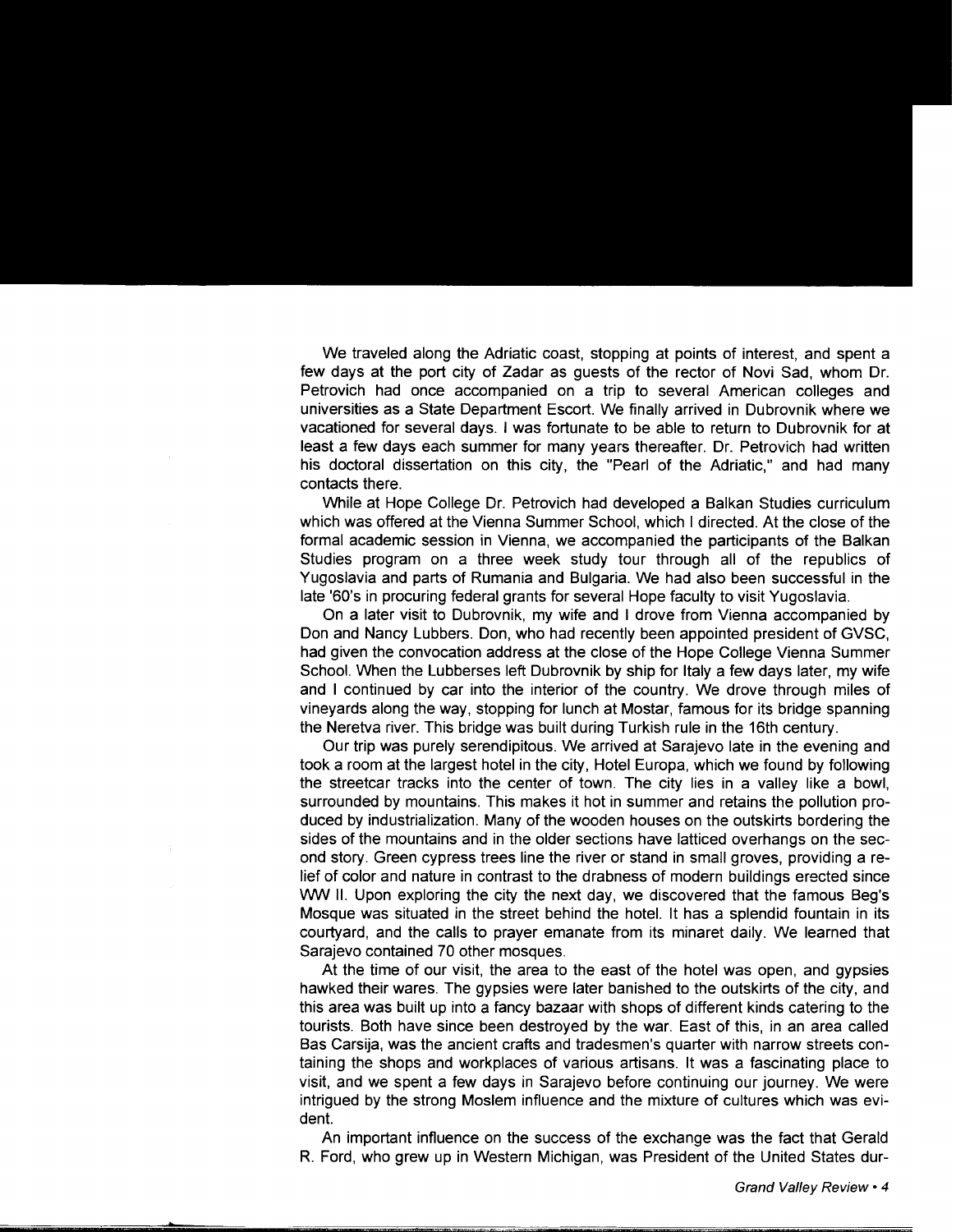We traveled along the Adriatic coast, stopping at points of interest, and spent a few days at the port city of Zadar as guests of the rector of Novi Sad, whom Dr. Petrovich had once accompanied on a trip to several American colleges and universities as a State Department Escort. We finally arrived in Dubrovnik where we vacationed for several days. I was fortunate to be able to return to Dubrovnik for at least a few days each summer for many years thereafter. Dr. Petrovich had written his doctoral dissertation on this city, the "Pearl of the Adriatic," and had many contacts there.

While at Hope College Dr. Petrovich had developed a Balkan Studies curriculum which was offered at the Vienna Summer School, which I directed. At the close of the formal academic session in Vienna, we accompanied the participants of the Balkan Studies program on a three week study tour through all of the republics of Yugoslavia and parts of Rumania and Bulgaria. We had also been successful in the late '60's in procuring federal grants for several Hope faculty to visit Yugoslavia.

On a later visit to Dubrovnik, my wife and I drove from Vienna accompanied by Don and Nancy Lubbers. Don, who had recently been appointed president of GVSC, had given the convocation address at the close of the Hope College Vienna Summer School. When the Lubberses left Dubrovnik by ship for Italy a few days later, my wife and I continued by car into the interior of the country. We drove through miles of vineyards along the way, stopping for lunch at Mostar, famous for its bridge spanning the Neretva river. This bridge was built during Turkish rule in the 16th century.

Our trip was purely serendipitous. We arrived at Sarajevo late in the evening and took a room at the largest hotel in the city, Hotel Europa, which we found by following the streetcar tracks into the center of town. The city lies in a valley like a bowl, surrounded by mountains. This makes it hot in summer and retains the pollution produced by industrialization. Many of the wooden houses on the outskirts bordering the sides of the mountains and in the older sections have latticed overhangs on the second story. Green cypress trees line the river or stand in small groves, providing a relief of color and nature in contrast to the drabness of modern buildings erected since WW II. Upon exploring the city the next day, we discovered that the famous Beg's Mosque was situated in the street behind the hotel. It has a splendid fountain in its courtyard, and the calls to prayer emanate from its minaret daily. We learned that Sarajevo contained 70 other mosques.

At the time of our visit, the area to the east of the hotel was open, and gypsies hawked their wares. The gypsies were later banished to the outskirts of the city, and this area was built up into a fancy bazaar with shops of different kinds catering to the tourists. Both have since been destroyed by the war. East of this, in an area called Bas Carsija, was the ancient crafts and tradesmen's quarter with narrow streets containing the shops and workplaces of various artisans. It was a fascinating place to visit, and we spent a few days in Sarajevo before continuing our journey. We were intrigued by the strong Moslem influence and the mixture of cultures which was evident.

An important influence on the success of the exchange was the fact that Gerald R. Ford, who grew up in Western Michigan, was President of the United States dur-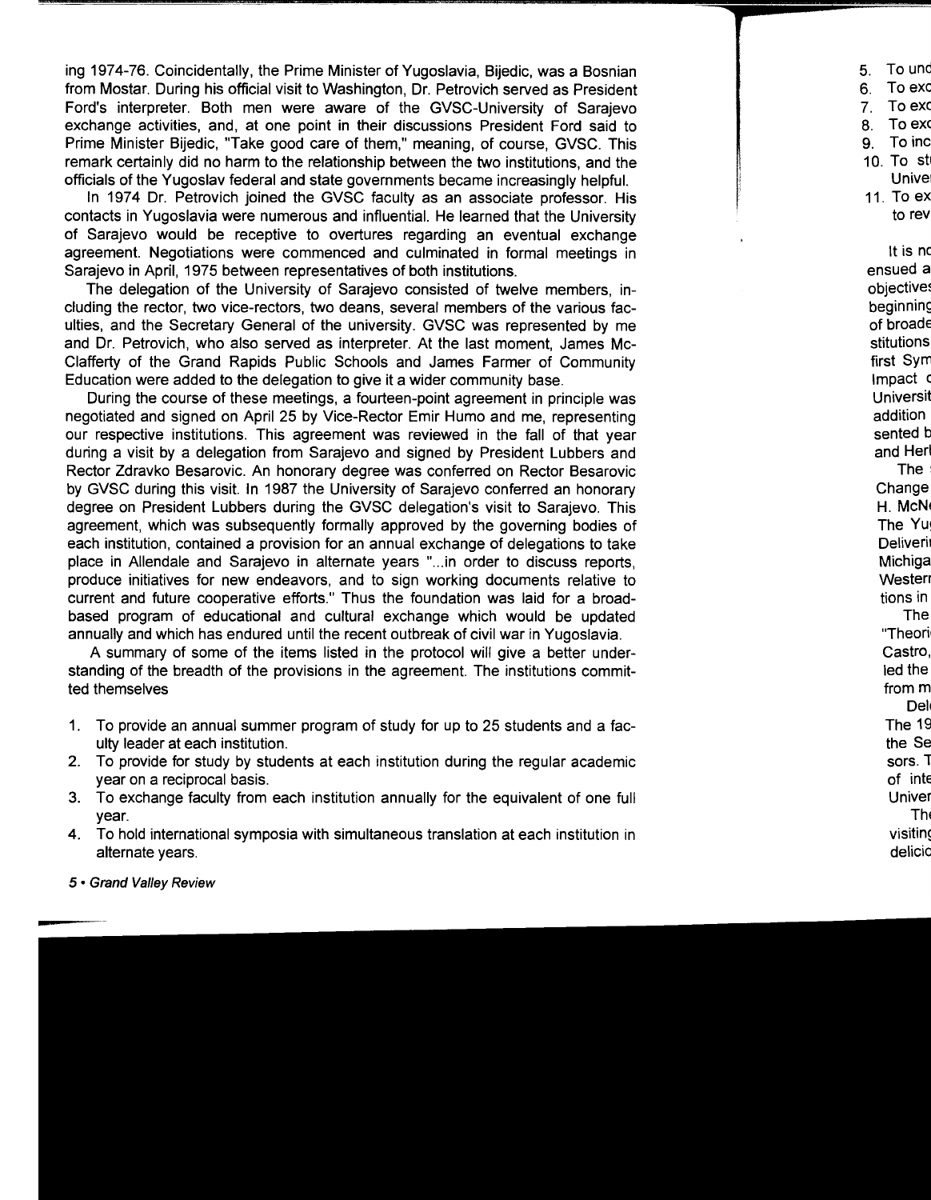ing 1974-76. Coincidentally, the Prime Minister of Yugoslavia, Bijedic, was a Bosnian from Mostar. During his official visit to Washington, Dr. Petrovich served as President Ford's interpreter. Both men were aware of the GVSC-University of Sarajevo exchange activities, and, at one point in their discussions President Ford said to Prime Minister Bijedic, "Take good care of them," meaning, of course, GVSC. This remark certainly did no harm to the relationship between the two institutions, and the officials of the Yugoslav federal and state governments became increasingly helpful.

In 1974 Dr. Petrovich joined the GVSC faculty as an associate professor. His contacts in Yugoslavia were numerous and influential. He learned that the University of Sarajevo would be receptive to overtures regarding an eventual exchange agreement. Negotiations were commenced and culminated in formal meetings in Sarajevo in April, 1975 between representatives of both institutions.

The delegation of the University of Sarajevo consisted of twelve members, including the rector, two vice-rectors, two deans, several members of the various faculties, and the Secretary General of the university. GVSC was represented by me and Dr. Petrovich, who also served as interpreter. At the last moment, James McClafferty of the Grand Rapids Public Schools and James Farmer of Community Education were added to the delegation to give it a wider community base.

During the course of these meetings, a fourteen-point agreement in principle was negotiated and signed on April 25 by Vice-Rector Emir Humo and me, representing our respective institutions. This agreement was reviewed in the fall of that year during a visit by a delegation from Sarajevo and signed by President Lubbers and Rector Zdravko Besarovic. An honorary degree was conferred on Rector Besarovic by GVSC during this visit. In 1987 the University of Sarajevo conferred an honorary degree on President Lubbers during the GVSC delegation's visit to Sarajevo. This agreement, which was subsequently formally approved by the governing bodies of each institution, contained a provision for an annual exchange of delegations to take place in Allendale and Sarajevo in alternate years "...in order to discuss reports, produce initiatives for new endeavors, and to sign working documents relative to current and future cooperative efforts." Thus the foundation was laid for a broad-based program of educational and cultural exchange which would be updated annually and which has endured until the recent outbreak of civil war in Yugoslavia.

A summary of some of the items listed in the protocol will give a better understanding of the breadth of the provisions in the agreement. The institutions committed themselves

1. To provide an annual summer program of study for up to 25 students and a faculty leader at each institution.
2. To provide for study by students at each institution during the regular academic year on a reciprocal basis.
3. To exchange faculty from each institution annually for the equivalent of one full year.
4. To hold international symposia with simultaneous translation at each institution in alternate years.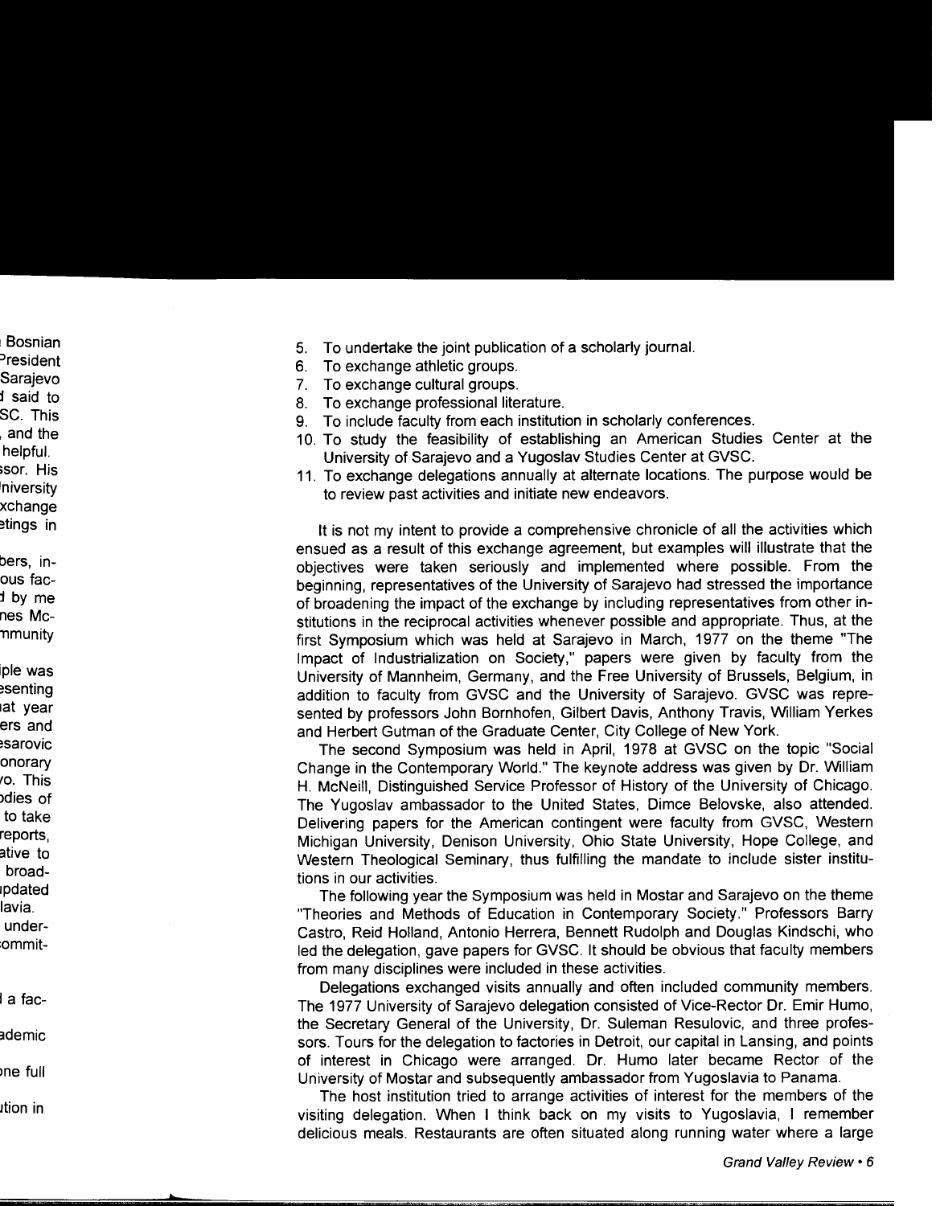5. To undertake the joint publication of a scholarly journal.
6. To exchange athletic groups.
7. To exchange cultural groups.
8. To exchange professional literature.
9. To include faculty from each institution in scholarly conferences.
10. To study the feasibility of establishing an American Studies Center at the University of Sarajevo and a Yugoslav Studies Center at GVSC.
11. To exchange delegations annually at alternate locations. The purpose would be to review past activities and initiate new endeavors.

It is not my intent to provide a comprehensive chronicle of all the activities which ensued as a result of this exchange agreement, but examples will illustrate that the objectives were taken seriously and implemented where possible. From the beginning, representatives of the University of Sarajevo had stressed the importance of broadening the impact of the exchange by including representatives from other institutions in the reciprocal activities whenever possible and appropriate. Thus, at the first Symposium which was held at Sarajevo in March, 1977 on the theme "The Impact of Industrialization on Society," papers were given by faculty from the University of Mannheim, Germany, and the Free University of Brussels, Belgium, in addition to faculty from GVSC and the University of Sarajevo. GVSC was represented by professors John Bornhofen, Gilbert Davis, Anthony Travis, William Yerkes and Herbert Gutman of the Graduate Center, City College of New York.

The second Symposium was held in April, 1978 at GVSC on the topic "Social Change in the Contemporary World." The keynote address was given by Dr. William H. McNeill, Distinguished Service Professor of History of the University of Chicago. The Yugoslav ambassador to the United States, Dimce Belovske, also attended. Delivering papers for the American contingent were faculty from GVSC, Western Michigan University, Denison University, Ohio State University, Hope College, and Western Theological Seminary, thus fulfilling the mandate to include sister institutions in our activities.

The following year the Symposium was held in Mostar and Sarajevo on the theme "Theories and Methods of Education in Contemporary Society." Professors Barry Castro, Reid Holland, Antonio Herrera, Bennett Rudolph and Douglas Kindschi, who led the delegation, gave papers for GVSC. It should be obvious that faculty members from many disciplines were included in these activities.

Delegations exchanged visits annually and often included community members. The 1977 University of Sarajevo delegation consisted of Vice-Rector Dr. Emir Humo, the Secretary General of the University, Dr. Suleman Resulovic, and three professors. Tours for the delegation to factories in Detroit, our capital in Lansing, and points of interest in Chicago were arranged. Dr. Humo later became Rector of the University of Mostar and subsequently ambassador from Yugoslavia to Panama.

The host institution tried to arrange activities of interest for the members of the visiting delegation. When I think back on my visits to Yugoslavia, I remember delicious meals. Restaurants are often situated along running water where a large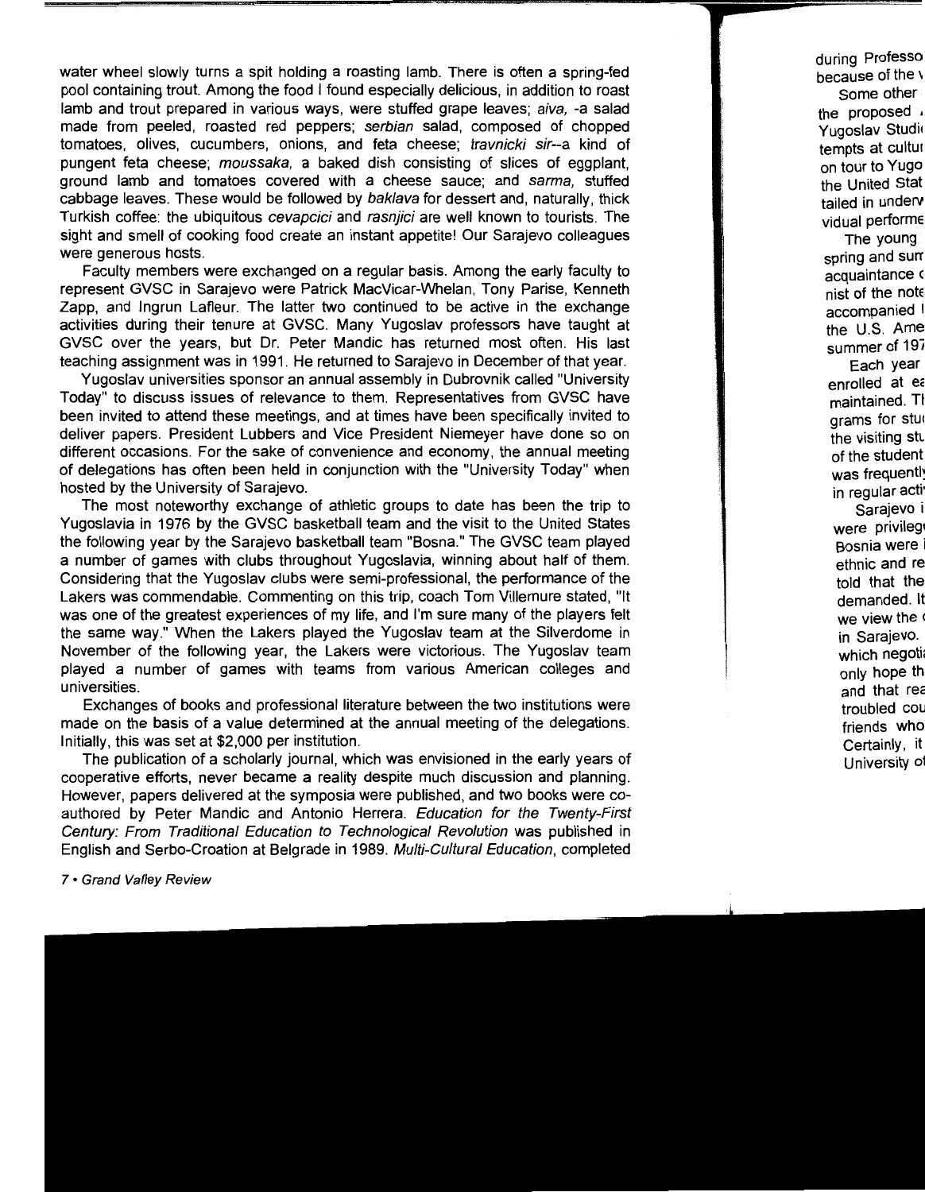water wheel slowly turns a spit holding a roasting lamb. There is often a spring-fed pool containing trout. Among the food I found especially delicious, in addition to roast lamb and trout prepared in various ways, were stuffed grape leaves; *aiva,* -a salad made from peeled, roasted red peppers; *serbian* salad, composed of chopped tomatoes, olives, cucumbers, onions, and feta cheese; *travnicki sir*--a kind of pungent feta cheese; *moussaka,* a baked dish consisting of slices of eggplant, ground lamb and tomatoes covered with a cheese sauce; and *sarma,* stuffed cabbage leaves. These would be followed by *baklava* for dessert and, naturally, thick Turkish coffee: the ubiquitous *cevapcici* and *rasnjici* are well known to tourists. The sight and smell of cooking food create an instant appetite! Our Sarajevo colleagues were generous hosts.

Faculty members were exchanged on a regular basis. Among the early faculty to represent GVSC in Sarajevo were Patrick MacVicar-Whelan, Tony Parise, Kenneth Zapp, and Ingrun Lafleur. The latter two continued to be active in the exchange activities during their tenure at GVSC. Many Yugoslav professors have taught at GVSC over the years, but Dr. Peter Mandic has returned most often. His last teaching assignment was in 1991. He returned to Sarajevo in December of that year.

Yugoslav universities sponsor an annual assembly in Dubrovnik called "University Today" to discuss issues of relevance to them. Representatives from GVSC have been invited to attend these meetings, and at times have been specifically invited to deliver papers. President Lubbers and Vice President Niemeyer have done so on different occasions. For the sake of convenience and economy, the annual meeting of delegations has often been held in conjunction with the "University Today" when hosted by the University of Sarajevo.

The most noteworthy exchange of athletic groups to date has been the trip to Yugoslavia in 1976 by the GVSC basketball team and the visit to the United States the following year by the Sarajevo basketball team "Bosna." The GVSC team played a number of games with clubs throughout Yugoslavia, winning about half of them. Considering that the Yugoslav clubs were semi-professional, the performance of the Lakers was commendable. Commenting on this trip, coach Tom Villemure stated, "It was one of the greatest experiences of my life, and I'm sure many of the players felt the same way." When the Lakers played the Yugoslav team at the Silverdome in November of the following year, the Lakers were victorious. The Yugoslav team played a number of games with teams from various American colleges and universities.

Exchanges of books and professional literature between the two institutions were made on the basis of a value determined at the annual meeting of the delegations. Initially, this was set at $2,000 per institution.

The publication of a scholarly journal, which was envisioned in the early years of cooperative efforts, never became a reality despite much discussion and planning. However, papers delivered at the symposia were published, and two books were co-authored by Peter Mandic and Antonio Herrera. *Education for the Twenty-First Century: From Traditional Education to Technological Revolution* was published in English and Serbo-Croation at Belgrade in 1989. *Multi-Cultural Education,* completed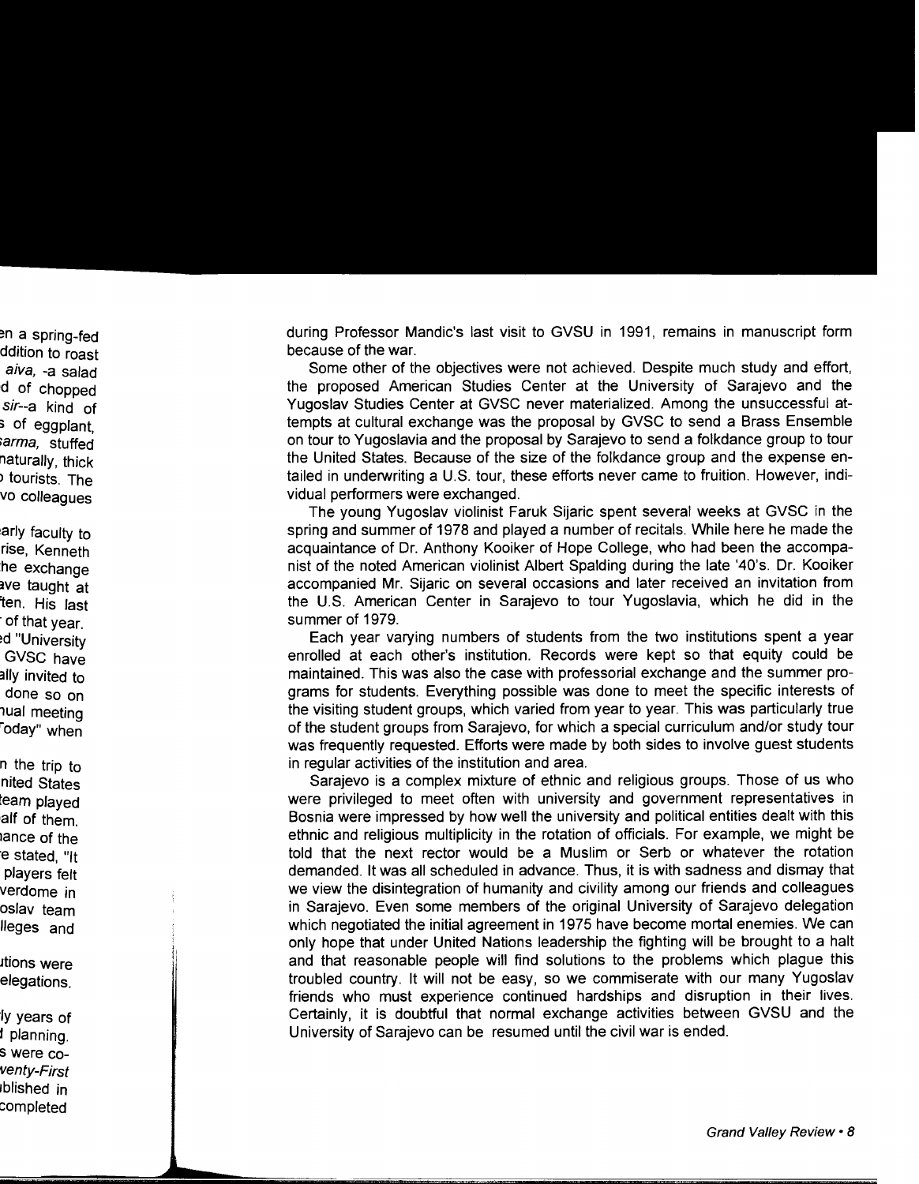during Professor Mandic's last visit to GVSU in 1991, remains in manuscript form because of the war.

Some other of the objectives were not achieved. Despite much study and effort, the proposed American Studies Center at the University of Sarajevo and the Yugoslav Studies Center at GVSC never materialized. Among the unsuccessful attempts at cultural exchange was the proposal by GVSC to send a Brass Ensemble on tour to Yugoslavia and the proposal by Sarajevo to send a folkdance group to tour the United States. Because of the size of the folkdance group and the expense entailed in underwriting a U.S. tour, these efforts never came to fruition. However, individual performers were exchanged.

The young Yugoslav violinist Faruk Sijaric spent several weeks at GVSC in the spring and summer of 1978 and played a number of recitals. While here he made the acquaintance of Dr. Anthony Kooiker of Hope College, who had been the accompanist of the noted American violinist Albert Spalding during the late '40's. Dr. Kooiker accompanied Mr. Sijaric on several occasions and later received an invitation from the U.S. American Center in Sarajevo to tour Yugoslavia, which he did in the summer of 1979.

Each year varying numbers of students from the two institutions spent a year enrolled at each other's institution. Records were kept so that equity could be maintained. This was also the case with professorial exchange and the summer programs for students. Everything possible was done to meet the specific interests of the visiting student groups, which varied from year to year. This was particularly true of the student groups from Sarajevo, for which a special curriculum and/or study tour was frequently requested. Efforts were made by both sides to involve guest students in regular activities of the institution and area.

Sarajevo is a complex mixture of ethnic and religious groups. Those of us who were privileged to meet often with university and government representatives in Bosnia were impressed by how well the university and political entities dealt with this ethnic and religious multiplicity in the rotation of officials. For example, we might be told that the next rector would be a Muslim or Serb or whatever the rotation demanded. It was all scheduled in advance. Thus, it is with sadness and dismay that we view the disintegration of humanity and civility among our friends and colleagues in Sarajevo. Even some members of the original University of Sarajevo delegation which negotiated the initial agreement in 1975 have become mortal enemies. We can only hope that under United Nations leadership the fighting will be brought to a halt and that reasonable people will find solutions to the problems which plague this troubled country. It will not be easy, so we commiserate with our many Yugoslav friends who must experience continued hardships and disruption in their lives. Certainly, it is doubtful that normal exchange activities between GVSU and the University of Sarajevo can be resumed until the civil war is ended.